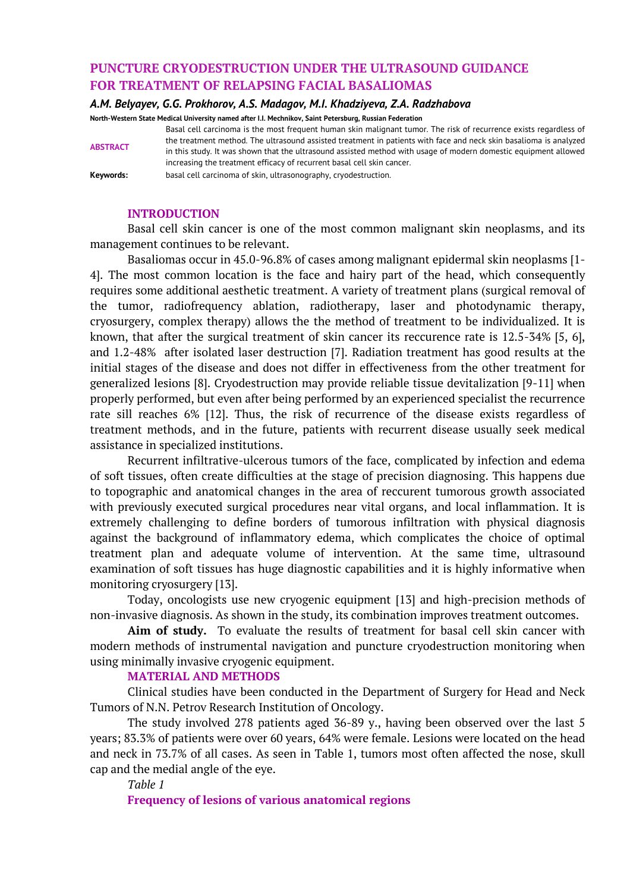# PUNCTURE CRYODESTRUCTION UNDER THE ULTRASOUND GUIDANCE FOR TREATMENT OF RELAPSING FACIAL BASALIOMAS

***A.M. Belyayev, G.G. Prokhorov, A.S. Madagov, M.I. Khadziyeva, Z.A. Radzhabova***

**North-Western State Medical University named after I.I. Mechnikov, Saint Petersburg, Russian Federation**

**ABSTRACT** Basal cell carcinoma is the most frequent human skin malignant tumor. The risk of recurrence exists regardless of the treatment method. The ultrasound assisted treatment in patients with face and neck skin basalioma is analyzed in this study. It was shown that the ultrasound assisted method with usage of modern domestic equipment allowed increasing the treatment efficacy of recurrent basal cell skin cancer.

**Keywords:** basal cell carcinoma of skin, ultrasonography, cryodestruction.

## INTRODUCTION

Basal cell skin cancer is one of the most common malignant skin neoplasms, and its management continues to be relevant.

Basaliomas occur in 45.0-96.8% of cases among malignant epidermal skin neoplasms [1-4]. The most common location is the face and hairy part of the head, which consequently requires some additional aesthetic treatment. A variety of treatment plans (surgical removal of the tumor, radiofrequency ablation, radiotherapy, laser and photodynamic therapy, cryosurgery, complex therapy) allows the the method of treatment to be individualized. It is known, that after the surgical treatment of skin cancer its reccurence rate is 12.5-34% [5, 6], and 1.2-48% after isolated laser destruction [7]. Radiation treatment has good results at the initial stages of the disease and does not differ in effectiveness from the other treatment for generalized lesions [8]. Cryodestruction may provide reliable tissue devitalization [9-11] when properly performed, but even after being performed by an experienced specialist the recurrence rate sill reaches 6% [12]. Thus, the risk of recurrence of the disease exists regardless of treatment methods, and in the future, patients with recurrent disease usually seek medical assistance in specialized institutions.

Recurrent infiltrative-ulcerous tumors of the face, complicated by infection and edema of soft tissues, often create difficulties at the stage of precision diagnosing. This happens due to topographic and anatomical changes in the area of reccurent tumorous growth associated with previously executed surgical procedures near vital organs, and local inflammation. It is extremely challenging to define borders of tumorous infiltration with physical diagnosis against the background of inflammatory edema, which complicates the choice of optimal treatment plan and adequate volume of intervention. At the same time, ultrasound examination of soft tissues has huge diagnostic capabilities and it is highly informative when monitoring cryosurgery [13].

Today, oncologists use new cryogenic equipment [13] and high-precision methods of non-invasive diagnosis. As shown in the study, its combination improves treatment outcomes.

**Aim of study.** To evaluate the results of treatment for basal cell skin cancer with modern methods of instrumental navigation and puncture cryodestruction monitoring when using minimally invasive cryogenic equipment.

## MATERIAL AND METHODS

Clinical studies have been conducted in the Department of Surgery for Head and Neck Tumors of N.N. Petrov Research Institution of Oncology.

The study involved 278 patients aged 36-89 y., having been observed over the last 5 years; 83.3% of patients were over 60 years, 64% were female. Lesions were located on the head and neck in 73.7% of all cases. As seen in Table 1, tumors most often affected the nose, skull cap and the medial angle of the eye.

*Table 1*

**Frequency of lesions of various anatomical regions**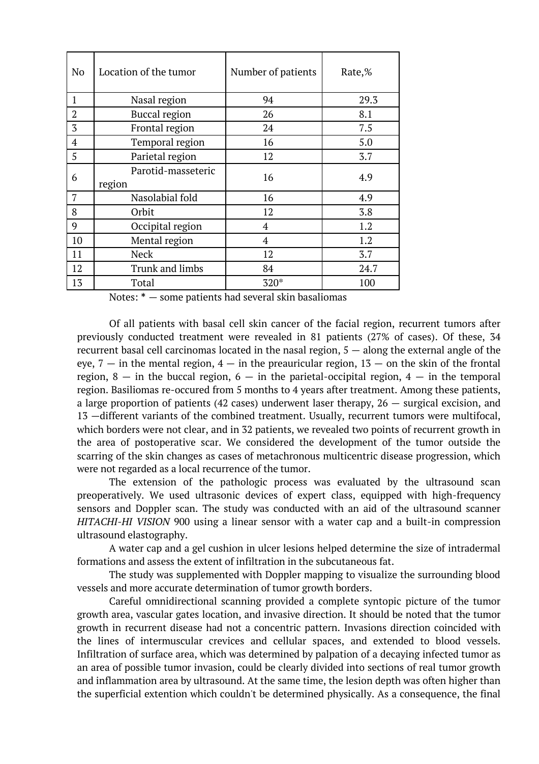| No | Location of the tumor | Number of patients | Rate,% |
|---|---|---|---|
| 1 | Nasal region | 94 | 29.3 |
| 2 | Buccal region | 26 | 8.1 |
| 3 | Frontal region | 24 | 7.5 |
| 4 | Temporal region | 16 | 5.0 |
| 5 | Parietal region | 12 | 3.7 |
| 6 | Parotid-masseteric region | 16 | 4.9 |
| 7 | Nasolabial fold | 16 | 4.9 |
| 8 | Orbit | 12 | 3.8 |
| 9 | Occipital region | 4 | 1.2 |
| 10 | Mental region | 4 | 1.2 |
| 11 | Neck | 12 | 3.7 |
| 12 | Trunk and limbs | 84 | 24.7 |
| 13 | Total | 320* | 100 |

Notes: * — some patients had several skin basaliomas

Of all patients with basal cell skin cancer of the facial region, recurrent tumors after previously conducted treatment were revealed in 81 patients (27% of cases). Of these, 34 recurrent basal cell carcinomas located in the nasal region, 5 — along the external angle of the eye, 7 — in the mental region, 4 — in the preauricular region, 13 — on the skin of the frontal region, 8 — in the buccal region, 6 — in the parietal-occipital region, 4 — in the temporal region. Basiliomas re-occured from 5 months to 4 years after treatment. Among these patients, a large proportion of patients (42 cases) underwent laser therapy, 26 — surgical excision, and 13 —different variants of the combined treatment. Usually, recurrent tumors were multifocal, which borders were not clear, and in 32 patients, we revealed two points of recurrent growth in the area of postoperative scar. We considered the development of the tumor outside the scarring of the skin changes as cases of metachronous multicentric disease progression, which were not regarded as a local recurrence of the tumor.

The extension of the pathologic process was evaluated by the ultrasound scan preoperatively. We used ultrasonic devices of expert class, equipped with high-frequency sensors and Doppler scan. The study was conducted with an aid of the ultrasound scanner *HITACHI-HI VISION* 900 using a linear sensor with a water cap and a built-in compression ultrasound elastography.

A water cap and a gel cushion in ulcer lesions helped determine the size of intradermal formations and assess the extent of infiltration in the subcutaneous fat.

The study was supplemented with Doppler mapping to visualize the surrounding blood vessels and more accurate determination of tumor growth borders.

Careful omnidirectional scanning provided a complete syntopic picture of the tumor growth area, vascular gates location, and invasive direction. It should be noted that the tumor growth in recurrent disease had not a concentric pattern. Invasions direction coincided with the lines of intermuscular crevices and cellular spaces, and extended to blood vessels. Infiltration of surface area, which was determined by palpation of a decaying infected tumor as an area of possible tumor invasion, could be clearly divided into sections of real tumor growth and inflammation area by ultrasound. At the same time, the lesion depth was often higher than the superficial extention which couldn't be determined physically. As a consequence, the final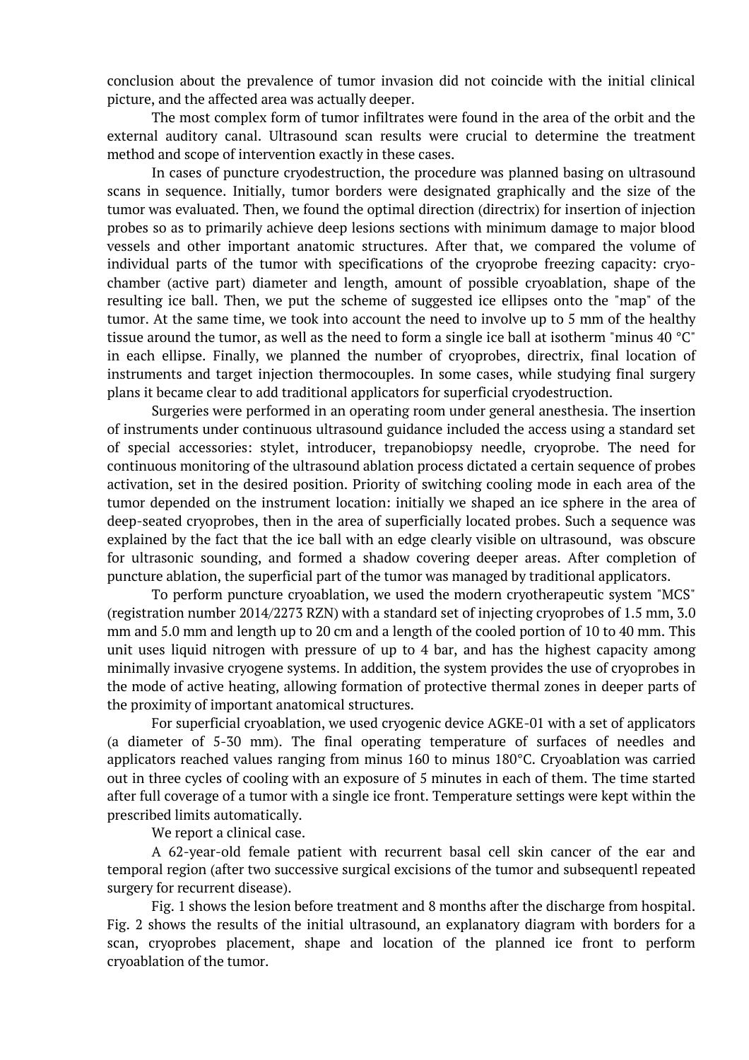conclusion about the prevalence of tumor invasion did not coincide with the initial clinical picture, and the affected area was actually deeper.

The most complex form of tumor infiltrates were found in the area of the orbit and the external auditory canal. Ultrasound scan results were crucial to determine the treatment method and scope of intervention exactly in these cases.

In cases of puncture cryodestruction, the procedure was planned basing on ultrasound scans in sequence. Initially, tumor borders were designated graphically and the size of the tumor was evaluated. Then, we found the optimal direction (directrix) for insertion of injection probes so as to primarily achieve deep lesions sections with minimum damage to major blood vessels and other important anatomic structures. After that, we compared the volume of individual parts of the tumor with specifications of the cryoprobe freezing capacity: cryo-chamber (active part) diameter and length, amount of possible cryoablation, shape of the resulting ice ball. Then, we put the scheme of suggested ice ellipses onto the "map" of the tumor. At the same time, we took into account the need to involve up to 5 mm of the healthy tissue around the tumor, as well as the need to form a single ice ball at isotherm "minus 40 °C" in each ellipse. Finally, we planned the number of cryoprobes, directrix, final location of instruments and target injection thermocouples. In some cases, while studying final surgery plans it became clear to add traditional applicators for superficial cryodestruction.

Surgeries were performed in an operating room under general anesthesia. The insertion of instruments under continuous ultrasound guidance included the access using a standard set of special accessories: stylet, introducer, trepanobiopsy needle, cryoprobe. The need for continuous monitoring of the ultrasound ablation process dictated a certain sequence of probes activation, set in the desired position. Priority of switching cooling mode in each area of the tumor depended on the instrument location: initially we shaped an ice sphere in the area of deep-seated cryoprobes, then in the area of superficially located probes. Such a sequence was explained by the fact that the ice ball with an edge clearly visible on ultrasound, was obscure for ultrasonic sounding, and formed a shadow covering deeper areas. After completion of puncture ablation, the superficial part of the tumor was managed by traditional applicators.

To perform puncture cryoablation, we used the modern cryotherapeutic system "MCS" (registration number 2014/2273 RZN) with a standard set of injecting cryoprobes of 1.5 mm, 3.0 mm and 5.0 mm and length up to 20 cm and a length of the cooled portion of 10 to 40 mm. This unit uses liquid nitrogen with pressure of up to 4 bar, and has the highest capacity among minimally invasive cryogene systems. In addition, the system provides the use of cryoprobes in the mode of active heating, allowing formation of protective thermal zones in deeper parts of the proximity of important anatomical structures.

For superficial cryoablation, we used cryogenic device AGKE-01 with a set of applicators (a diameter of 5-30 mm). The final operating temperature of surfaces of needles and applicators reached values ranging from minus 160 to minus 180°C. Cryoablation was carried out in three cycles of cooling with an exposure of 5 minutes in each of them. The time started after full coverage of a tumor with a single ice front. Temperature settings were kept within the prescribed limits automatically.

We report a clinical case.

A 62-year-old female patient with recurrent basal cell skin cancer of the ear and temporal region (after two successive surgical excisions of the tumor and subsequentl repeated surgery for recurrent disease).

Fig. 1 shows the lesion before treatment and 8 months after the discharge from hospital. Fig. 2 shows the results of the initial ultrasound, an explanatory diagram with borders for a scan, cryoprobes placement, shape and location of the planned ice front to perform cryoablation of the tumor.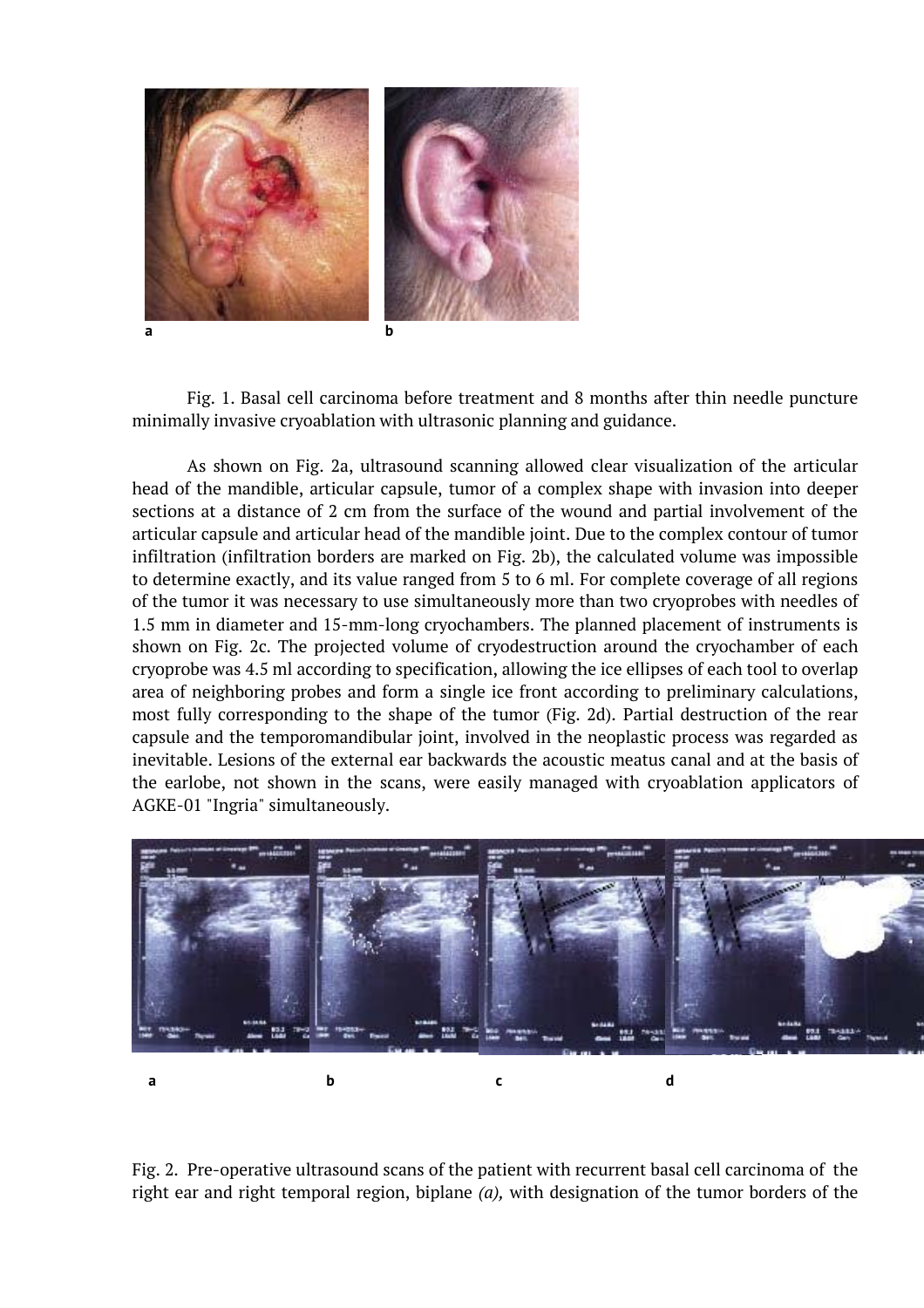Fig. 1. Basal cell carcinoma before treatment and 8 months after thin needle puncture minimally invasive cryoablation with ultrasonic planning and guidance.

As shown on Fig. 2a, ultrasound scanning allowed clear visualization of the articular head of the mandible, articular capsule, tumor of a complex shape with invasion into deeper sections at a distance of 2 cm from the surface of the wound and partial involvement of the articular capsule and articular head of the mandible joint. Due to the complex contour of tumor infiltration (infiltration borders are marked on Fig. 2b), the calculated volume was impossible to determine exactly, and its value ranged from 5 to 6 ml. For complete coverage of all regions of the tumor it was necessary to use simultaneously more than two cryoprobes with needles of 1.5 mm in diameter and 15-mm-long cryochambers. The planned placement of instruments is shown on Fig. 2c. The projected volume of cryodestruction around the cryochamber of each cryoprobe was 4.5 ml according to specification, allowing the ice ellipses of each tool to overlap area of neighboring probes and form a single ice front according to preliminary calculations, most fully corresponding to the shape of the tumor (Fig. 2d). Partial destruction of the rear capsule and the temporomandibular joint, involved in the neoplastic process was regarded as inevitable. Lesions of the external ear backwards the acoustic meatus canal and at the basis of the earlobe, not shown in the scans, were easily managed with cryoablation applicators of AGKE-01 "Ingria" simultaneously.

Fig. 2. Pre-operative ultrasound scans of the patient with recurrent basal cell carcinoma of the right ear and right temporal region, biplane *(a),* with designation of the tumor borders of the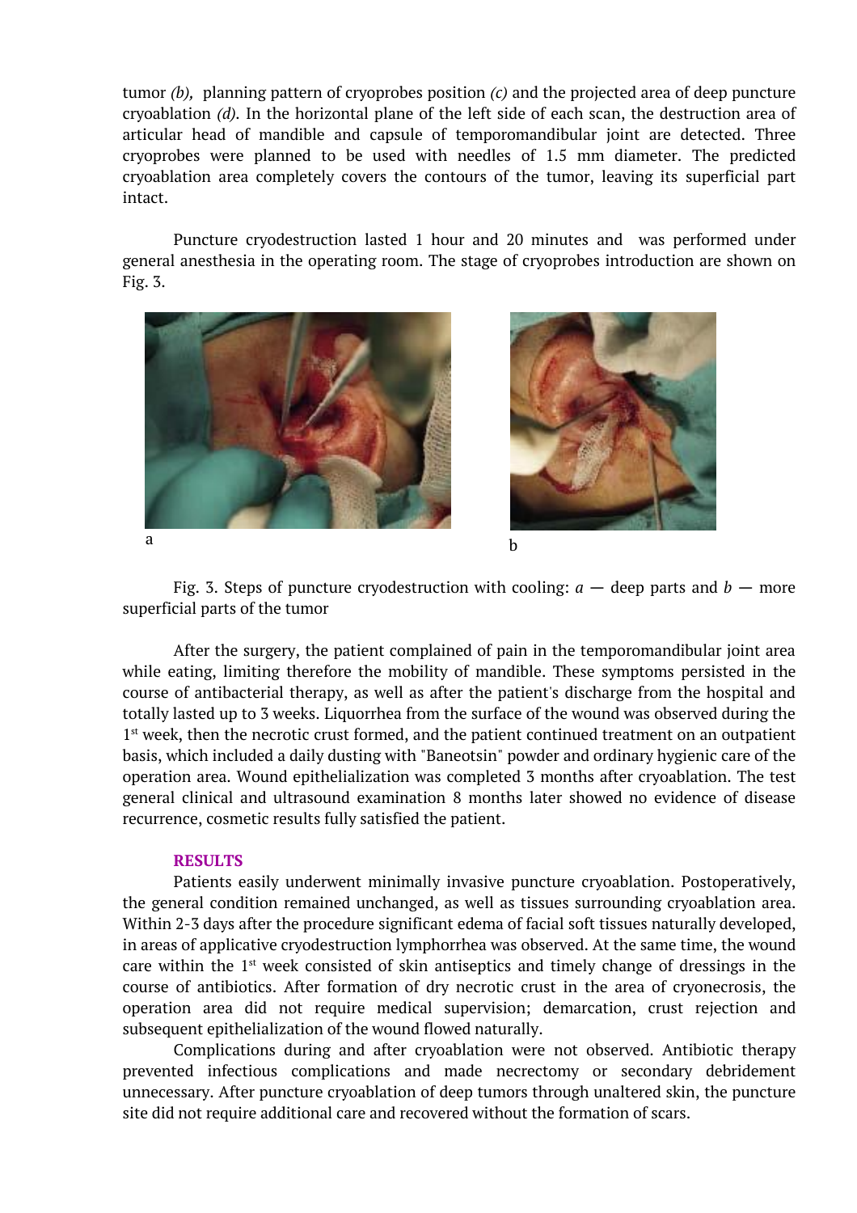tumor *(b),* planning pattern of cryoprobes position *(c)* and the projected area of deep puncture cryoablation *(d).* In the horizontal plane of the left side of each scan, the destruction area of articular head of mandible and capsule of temporomandibular joint are detected. Three cryoprobes were planned to be used with needles of 1.5 mm diameter. The predicted cryoablation area completely covers the contours of the tumor, leaving its superficial part intact.

Puncture cryodestruction lasted 1 hour and 20 minutes and was performed under general anesthesia in the operating room. The stage of cryoprobes introduction are shown on Fig. 3.

a

b

Fig. 3. Steps of puncture cryodestruction with cooling: *a* — deep parts and *b* — more superficial parts of the tumor

After the surgery, the patient complained of pain in the temporomandibular joint area while eating, limiting therefore the mobility of mandible. These symptoms persisted in the course of antibacterial therapy, as well as after the patient's discharge from the hospital and totally lasted up to 3 weeks. Liquorrhea from the surface of the wound was observed during the 1st week, then the necrotic crust formed, and the patient continued treatment on an outpatient basis, which included a daily dusting with "Baneotsin" powder and ordinary hygienic care of the operation area. Wound epithelialization was completed 3 months after cryoablation. The test general clinical and ultrasound examination 8 months later showed no evidence of disease recurrence, cosmetic results fully satisfied the patient.

## RESULTS

Patients easily underwent minimally invasive puncture cryoablation. Postoperatively, the general condition remained unchanged, as well as tissues surrounding cryoablation area. Within 2-3 days after the procedure significant edema of facial soft tissues naturally developed, in areas of applicative cryodestruction lymphorrhea was observed. At the same time, the wound care within the 1st week consisted of skin antiseptics and timely change of dressings in the course of antibiotics. After formation of dry necrotic crust in the area of cryonecrosis, the operation area did not require medical supervision; demarcation, crust rejection and subsequent epithelialization of the wound flowed naturally.

Complications during and after cryoablation were not observed. Antibiotic therapy prevented infectious complications and made necrectomy or secondary debridement unnecessary. After puncture cryoablation of deep tumors through unaltered skin, the puncture site did not require additional care and recovered without the formation of scars.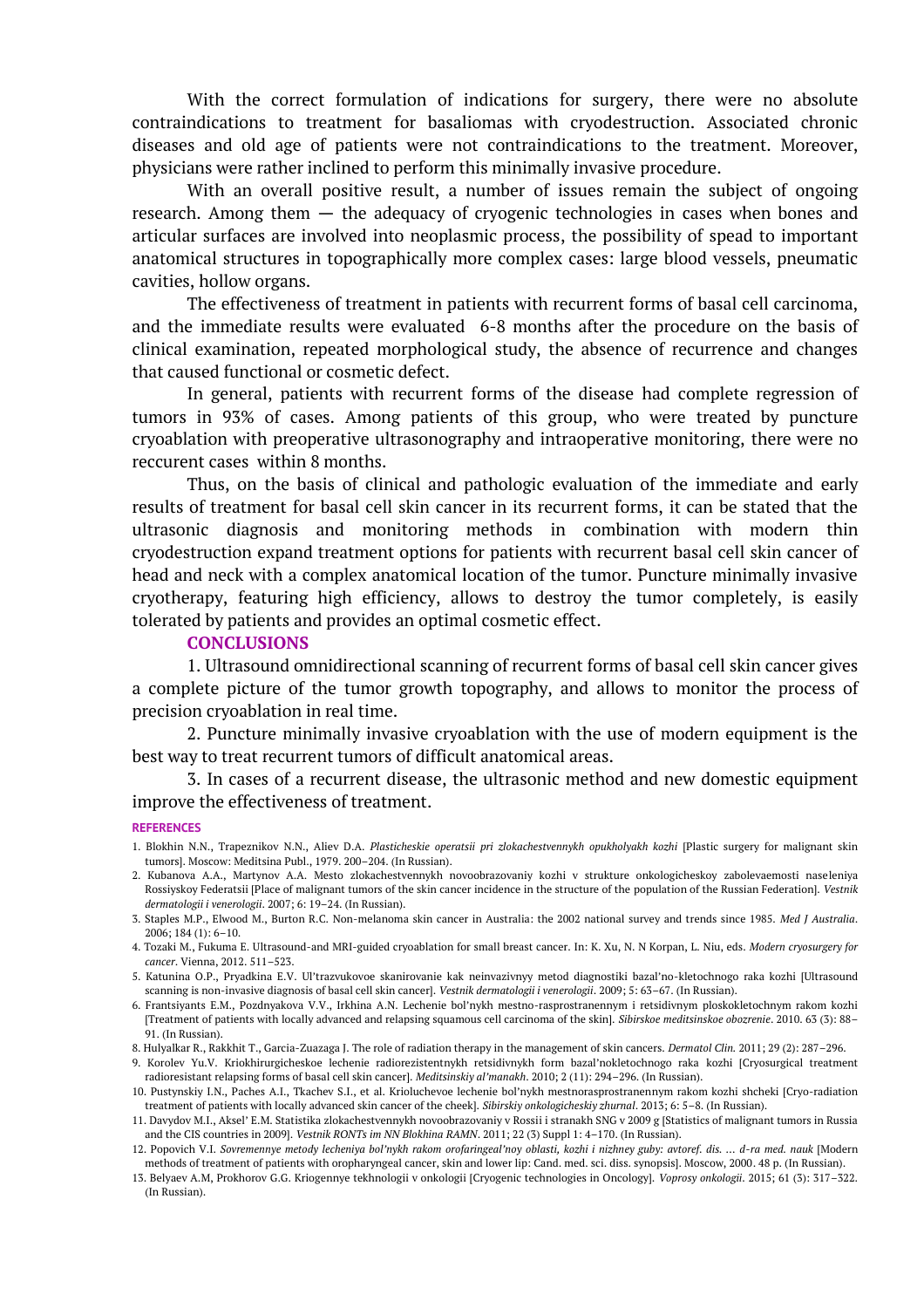With the correct formulation of indications for surgery, there were no absolute contraindications to treatment for basaliomas with cryodestruction. Associated chronic diseases and old age of patients were not contraindications to the treatment. Moreover, physicians were rather inclined to perform this minimally invasive procedure.

With an overall positive result, a number of issues remain the subject of ongoing research. Among them — the adequacy of cryogenic technologies in cases when bones and articular surfaces are involved into neoplasmic process, the possibility of spead to important anatomical structures in topographically more complex cases: large blood vessels, pneumatic cavities, hollow organs.

The effectiveness of treatment in patients with recurrent forms of basal cell carcinoma, and the immediate results were evaluated 6-8 months after the procedure on the basis of clinical examination, repeated morphological study, the absence of recurrence and changes that caused functional or cosmetic defect.

In general, patients with recurrent forms of the disease had complete regression of tumors in 93% of cases. Among patients of this group, who were treated by puncture cryoablation with preoperative ultrasonography and intraoperative monitoring, there were no reccurent cases within 8 months.

Thus, on the basis of clinical and pathologic evaluation of the immediate and early results of treatment for basal cell skin cancer in its recurrent forms, it can be stated that the ultrasonic diagnosis and monitoring methods in combination with modern thin cryodestruction expand treatment options for patients with recurrent basal cell skin cancer of head and neck with a complex anatomical location of the tumor. Puncture minimally invasive cryotherapy, featuring high efficiency, allows to destroy the tumor completely, is easily tolerated by patients and provides an optimal cosmetic effect.

## CONCLUSIONS

1. Ultrasound omnidirectional scanning of recurrent forms of basal cell skin cancer gives a complete picture of the tumor growth topography, and allows to monitor the process of precision cryoablation in real time.

2. Puncture minimally invasive cryoablation with the use of modern equipment is the best way to treat recurrent tumors of difficult anatomical areas.

3. In cases of a recurrent disease, the ultrasonic method and new domestic equipment improve the effectiveness of treatment.

## REFERENCES

1. Blokhin N.N., Trapeznikov N.N., Aliev D.A. *Plasticheskie operatsii pri zlokachestvennykh opukholyakh kozhi* [Plastic surgery for malignant skin tumors]. Moscow: Meditsina Publ., 1979. 200–204. (In Russian).
2. Kubanova A.A., Martynov A.A. Mesto zlokachestvennykh novoobrazovaniy kozhi v strukture onkologicheskoy zabolevaemosti naseleniya Rossiyskoy Federatsii [Place of malignant tumors of the skin cancer incidence in the structure of the population of the Russian Federation]. *Vestnik dermatologii i venerologii*. 2007; 6: 19–24. (In Russian).
3. Staples M.P., Elwood M., Burton R.C. Non-melanoma skin cancer in Australia: the 2002 national survey and trends since 1985. *Med J Australia*. 2006; 184 (1): 6–10.
4. Tozaki M., Fukuma E. Ultrasound-and MRI-guided cryoablation for small breast cancer. In: K. Xu, N. N Korpan, L. Niu, eds. *Modern cryosurgery for cancer*. Vienna, 2012. 511–523.
5. Katunina O.P., Pryadkina E.V. Ul'trazvukovoe skanirovanie kak neinvazivnyy metod diagnostiki bazal'no-kletochnogo raka kozhi [Ultrasound scanning is non-invasive diagnosis of basal cell skin cancer]. *Vestnik dermatologii i venerologii*. 2009; 5: 63–67. (In Russian).
6. Frantsiyants E.M., Pozdnyakova V.V., Irkhina A.N. Lechenie bol'nykh mestno-rasprostranennym i retsidivnym ploskokletochnym rakom kozhi [Treatment of patients with locally advanced and relapsing squamous cell carcinoma of the skin]. *Sibirskoe meditsinskoe obozrenie*. 2010. 63 (3): 88–91. (In Russian).
8. Hulyalkar R., Rakkhit T., Garcia-Zuazaga J. The role of radiation therapy in the management of skin cancers. *Dermatol Clin.* 2011; 29 (2): 287–296.
9. Korolev Yu.V. Kriokhirurgicheskoe lechenie radiorezistentnykh retsidivnykh form bazal'nokletochnogo raka kozhi [Cryosurgical treatment radioresistant relapsing forms of basal cell skin cancer]. *Meditsinskiy al'manakh*. 2010; 2 (11): 294–296. (In Russian).
10. Pustynskiy I.N., Paches A.I., Tkachev S.I., et al. Krioluchevoe lechenie bol'nykh mestnorasprostranennym rakom kozhi shcheki [Cryo-radiation treatment of patients with locally advanced skin cancer of the cheek]. *Sibirskiy onkologicheskiy zhurnal*. 2013; 6: 5–8. (In Russian).
11. Davydov M.I., Aksel' E.M. Statistika zlokachestvennykh novoobrazovaniy v Rossii i stranakh SNG v 2009 g [Statistics of malignant tumors in Russia and the CIS countries in 2009]. *Vestnik RONTs im NN Blokhina RAMN*. 2011; 22 (3) Suppl 1: 4–170. (In Russian).
12. Popovich V.I. *Sovremennye metody lecheniya bol'nykh rakom orofaringeal'noy oblasti, kozhi i nizhney guby: avtoref. dis. … d-ra med. nauk* [Modern methods of treatment of patients with oropharyngeal cancer, skin and lower lip: Cand. med. sci. diss. synopsis]. Moscow, 2000. 48 p. (In Russian).
13. Belyaev A.M, Prokhorov G.G. Kriogennye tekhnologii v onkologii [Cryogenic technologies in Oncology]. *Voprosy onkologii*. 2015; 61 (3): 317–322. (In Russian).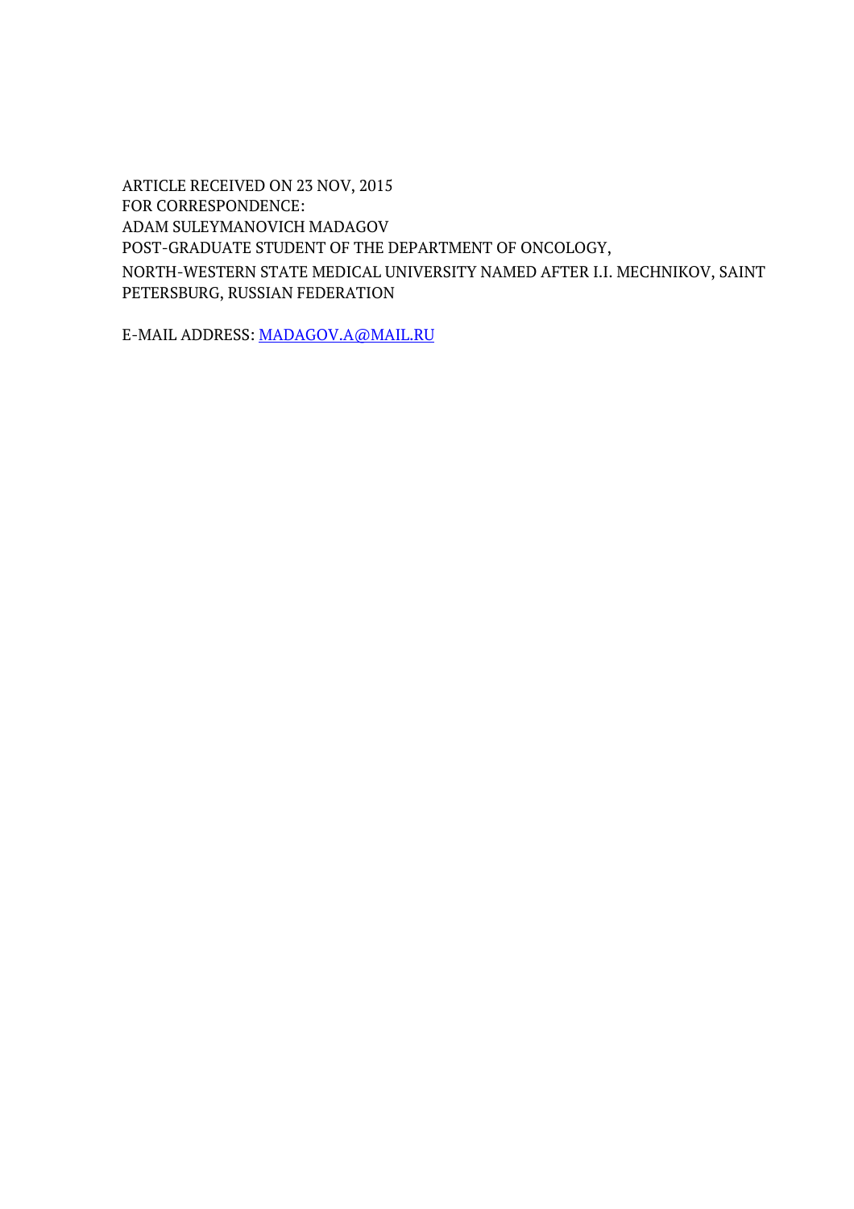ARTICLE RECEIVED ON 23 NOV, 2015
FOR CORRESPONDENCE:
ADAM SULEYMANOVICH MADAGOV
POST-GRADUATE STUDENT OF THE DEPARTMENT OF ONCOLOGY,
NORTH-WESTERN STATE MEDICAL UNIVERSITY NAMED AFTER I.I. MECHNIKOV, SAINT PETERSBURG, RUSSIAN FEDERATION

E-MAIL ADDRESS: MADAGOV.A@MAIL.RU